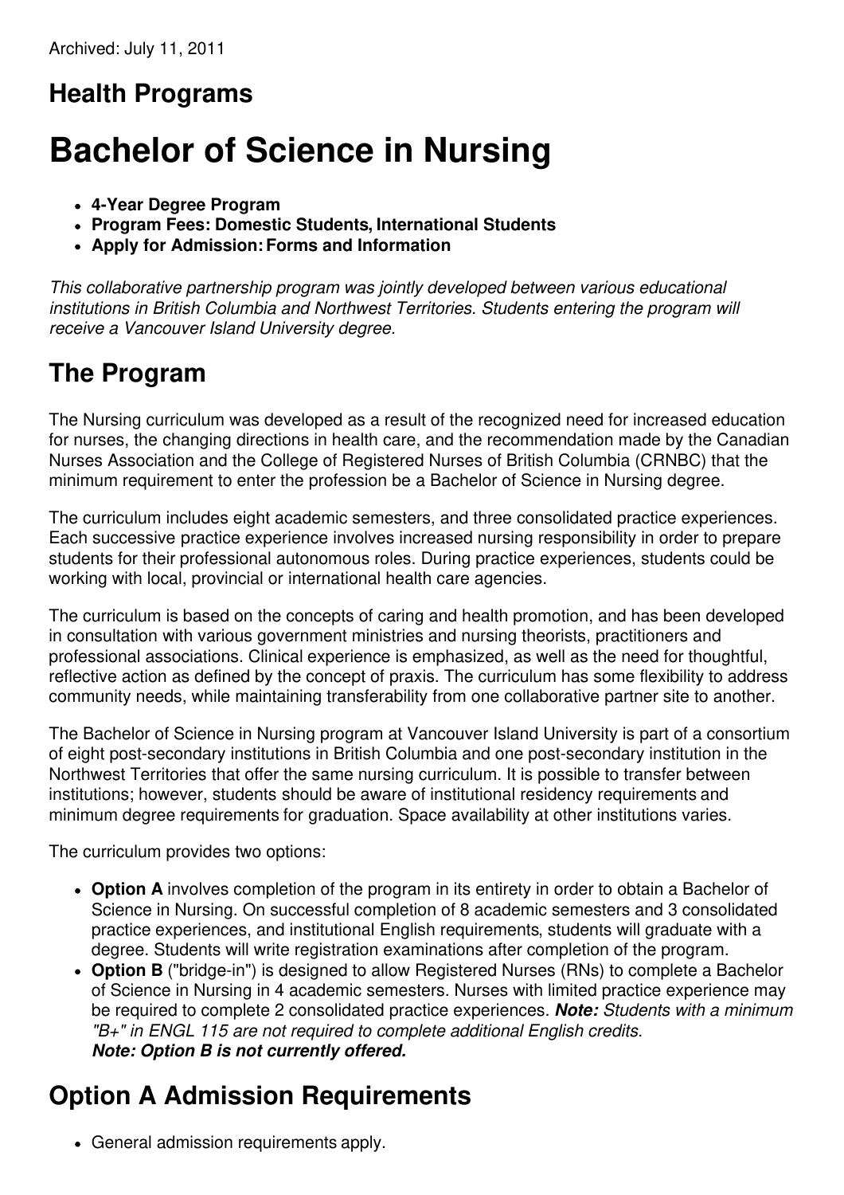Archived: July 11, 2011

## Health Programs

# Bachelor of Science in Nursing

- **4-Year Degree Program**
- **Program Fees: Domestic Students, International Students**
- **Apply for Admission: Forms and Information**

*This collaborative partnership program was jointly developed between various educational institutions in British Columbia and Northwest Territories. Students entering the program will receive a Vancouver Island University degree.*

## The Program

The Nursing curriculum was developed as a result of the recognized need for increased education for nurses, the changing directions in health care, and the recommendation made by the Canadian Nurses Association and the College of Registered Nurses of British Columbia (CRNBC) that the minimum requirement to enter the profession be a Bachelor of Science in Nursing degree.

The curriculum includes eight academic semesters, and three consolidated practice experiences. Each successive practice experience involves increased nursing responsibility in order to prepare students for their professional autonomous roles. During practice experiences, students could be working with local, provincial or international health care agencies.

The curriculum is based on the concepts of caring and health promotion, and has been developed in consultation with various government ministries and nursing theorists, practitioners and professional associations. Clinical experience is emphasized, as well as the need for thoughtful, reflective action as defined by the concept of praxis. The curriculum has some flexibility to address community needs, while maintaining transferability from one collaborative partner site to another.

The Bachelor of Science in Nursing program at Vancouver Island University is part of a consortium of eight post-secondary institutions in British Columbia and one post-secondary institution in the Northwest Territories that offer the same nursing curriculum. It is possible to transfer between institutions; however, students should be aware of institutional residency requirements and minimum degree requirements for graduation. Space availability at other institutions varies.

The curriculum provides two options:

- **Option A** involves completion of the program in its entirety in order to obtain a Bachelor of Science in Nursing. On successful completion of 8 academic semesters and 3 consolidated practice experiences, and institutional English requirements, students will graduate with a degree. Students will write registration examinations after completion of the program.
- **Option B** ("bridge-in") is designed to allow Registered Nurses (RNs) to complete a Bachelor of Science in Nursing in 4 academic semesters. Nurses with limited practice experience may be required to complete 2 consolidated practice experiences. ***Note:*** *Students with a minimum "B+" in ENGL 115 are not required to complete additional English credits.*
  ***Note: Option B is not currently offered.***

## Option A Admission Requirements

- General admission requirements apply.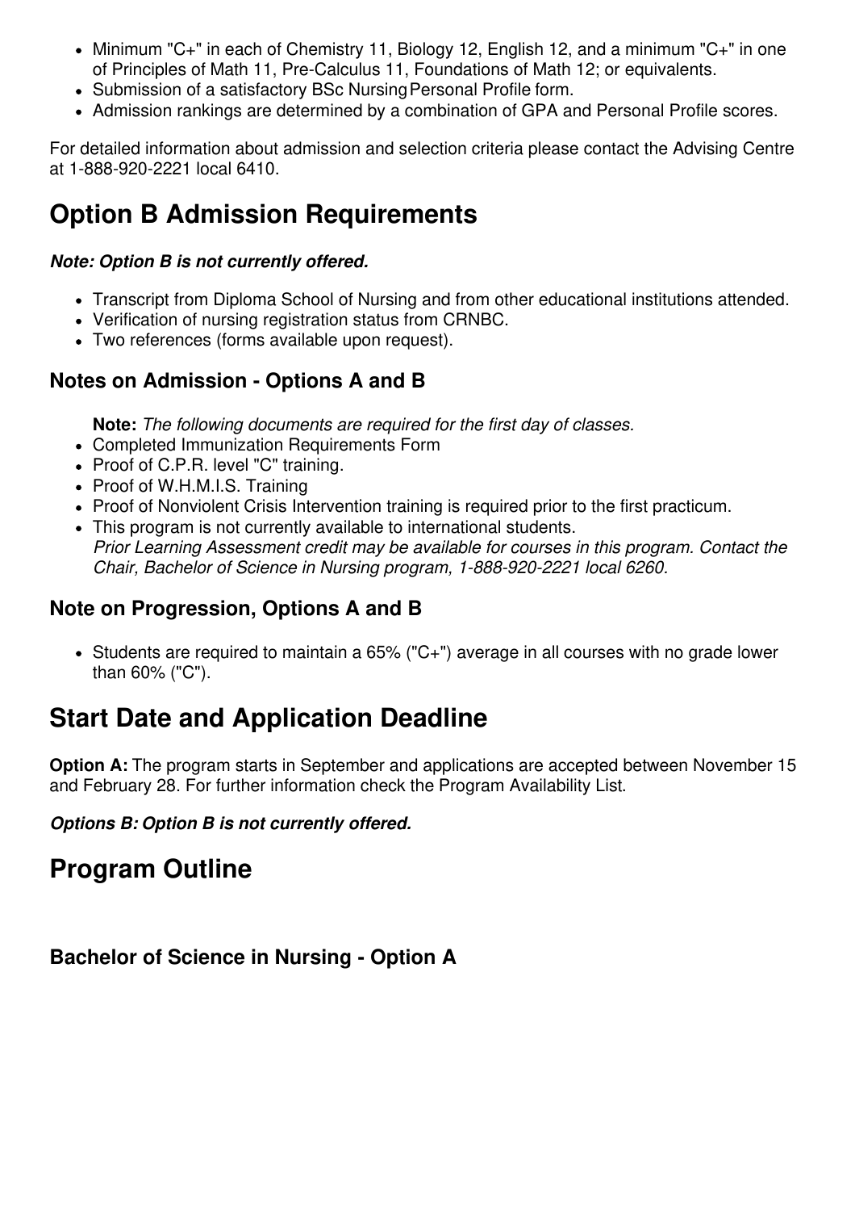- Minimum "C+" in each of Chemistry 11, Biology 12, English 12, and a minimum "C+" in one of Principles of Math 11, Pre-Calculus 11, Foundations of Math 12; or equivalents.
- Submission of a satisfactory BSc Nursing Personal Profile form.
- Admission rankings are determined by a combination of GPA and Personal Profile scores.

For detailed information about admission and selection criteria please contact the Advising Centre at 1-888-920-2221 local 6410.

# Option B Admission Requirements

***Note: Option B is not currently offered.***

- Transcript from Diploma School of Nursing and from other educational institutions attended.
- Verification of nursing registration status from CRNBC.
- Two references (forms available upon request).

## Notes on Admission - Options A and B

**Note:** *The following documents are required for the first day of classes.*

- Completed Immunization Requirements Form
- Proof of C.P.R. level "C" training.
- Proof of W.H.M.I.S. Training
- Proof of Nonviolent Crisis Intervention training is required prior to the first practicum.
- This program is not currently available to international students.
  *Prior Learning Assessment credit may be available for courses in this program. Contact the Chair, Bachelor of Science in Nursing program, 1-888-920-2221 local 6260.*

## Note on Progression, Options A and B

- Students are required to maintain a 65% ("C+") average in all courses with no grade lower than 60% ("C").

# Start Date and Application Deadline

**Option A:** The program starts in September and applications are accepted between November 15 and February 28. For further information check the Program Availability List.

***Options B: Option B is not currently offered.***

# Program Outline

## Bachelor of Science in Nursing - Option A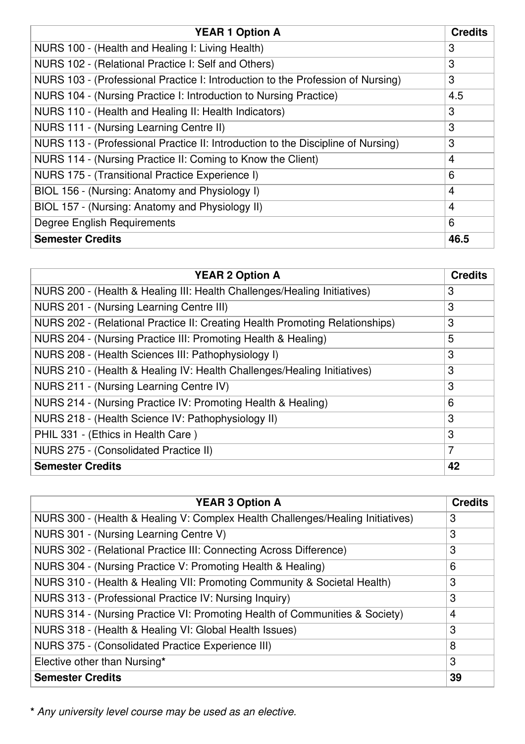| YEAR 1 Option A | Credits |
|---|---|
| NURS 100 - (Health and Healing I: Living Health) | 3 |
| NURS 102 - (Relational Practice I: Self and Others) | 3 |
| NURS 103 - (Professional Practice I: Introduction to the Profession of Nursing) | 3 |
| NURS 104 - (Nursing Practice I: Introduction to Nursing Practice) | 4.5 |
| NURS 110 - (Health and Healing II: Health Indicators) | 3 |
| NURS 111 - (Nursing Learning Centre II) | 3 |
| NURS 113 - (Professional Practice II: Introduction to the Discipline of Nursing) | 3 |
| NURS 114 - (Nursing Practice II: Coming to Know the Client) | 4 |
| NURS 175 - (Transitional Practice Experience I) | 6 |
| BIOL 156 - (Nursing: Anatomy and Physiology I) | 4 |
| BIOL 157 - (Nursing: Anatomy and Physiology II) | 4 |
| Degree English Requirements | 6 |
| **Semester Credits** | **46.5** |

| YEAR 2 Option A | Credits |
|---|---|
| NURS 200 - (Health & Healing III: Health Challenges/Healing Initiatives) | 3 |
| NURS 201 - (Nursing Learning Centre III) | 3 |
| NURS 202 - (Relational Practice II: Creating Health Promoting Relationships) | 3 |
| NURS 204 - (Nursing Practice III: Promoting Health & Healing) | 5 |
| NURS 208 - (Health Sciences III: Pathophysiology I) | 3 |
| NURS 210 - (Health & Healing IV: Health Challenges/Healing Initiatives) | 3 |
| NURS 211 - (Nursing Learning Centre IV) | 3 |
| NURS 214 - (Nursing Practice IV: Promoting Health & Healing) | 6 |
| NURS 218 - (Health Science IV: Pathophysiology II) | 3 |
| PHIL 331 - (Ethics in Health Care ) | 3 |
| NURS 275 - (Consolidated Practice II) | 7 |
| **Semester Credits** | **42** |

| YEAR 3 Option A | Credits |
|---|---|
| NURS 300 - (Health & Healing V: Complex Health Challenges/Healing Initiatives) | 3 |
| NURS 301 - (Nursing Learning Centre V) | 3 |
| NURS 302 - (Relational Practice III: Connecting Across Difference) | 3 |
| NURS 304 - (Nursing Practice V: Promoting Health & Healing) | 6 |
| NURS 310 - (Health & Healing VII: Promoting Community & Societal Health) | 3 |
| NURS 313 - (Professional Practice IV: Nursing Inquiry) | 3 |
| NURS 314 - (Nursing Practice VI: Promoting Health of Communities & Society) | 4 |
| NURS 318 - (Health & Healing VI: Global Health Issues) | 3 |
| NURS 375 - (Consolidated Practice Experience III) | 8 |
| Elective other than Nursing* | 3 |
| **Semester Credits** | **39** |

*\* Any university level course may be used as an elective.*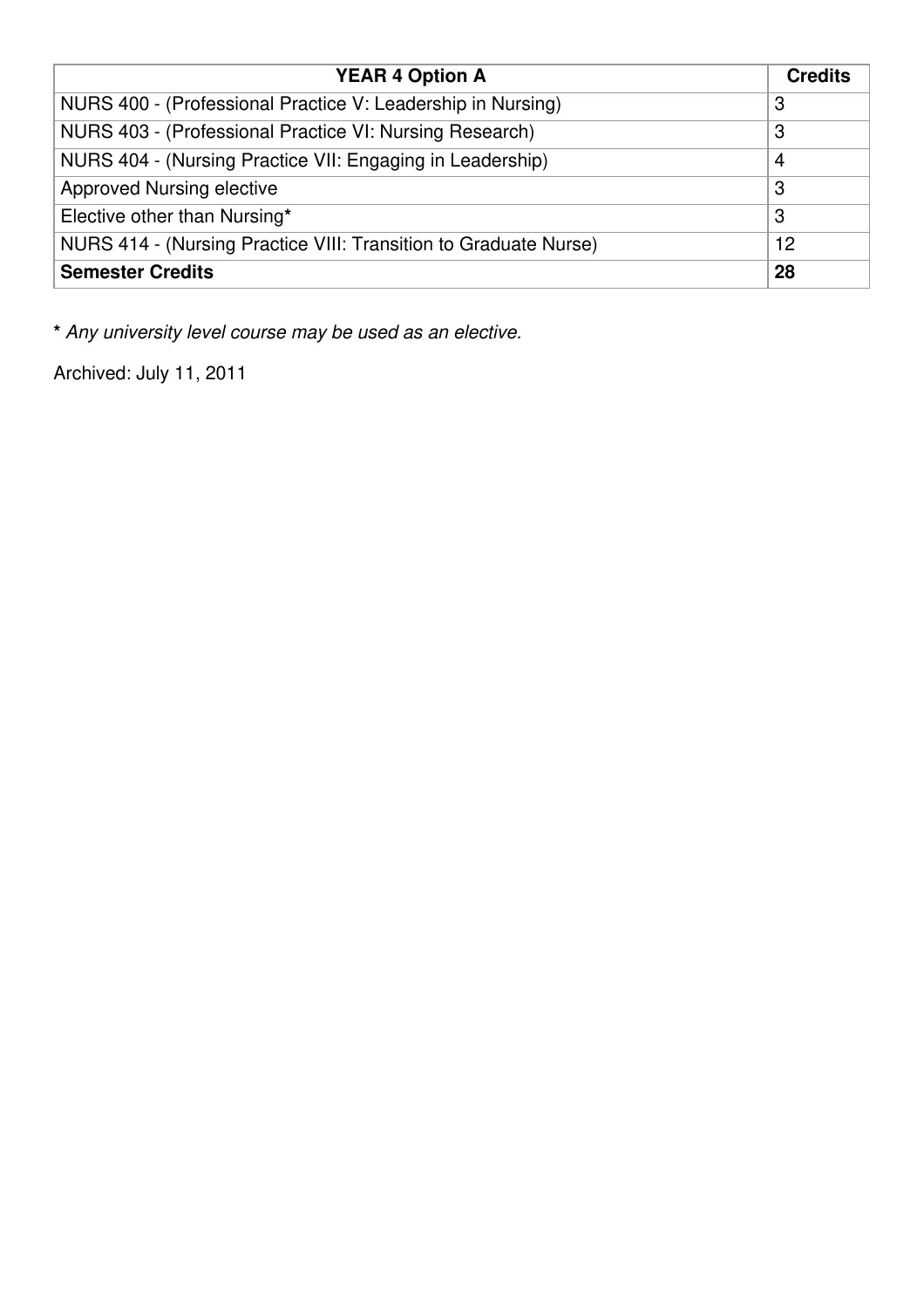| YEAR 4 Option A | Credits |
| --- | --- |
| NURS 400 - (Professional Practice V: Leadership in Nursing) | 3 |
| NURS 403 - (Professional Practice VI: Nursing Research) | 3 |
| NURS 404 - (Nursing Practice VII: Engaging in Leadership) | 4 |
| Approved Nursing elective | 3 |
| Elective other than Nursing* | 3 |
| NURS 414 - (Nursing Practice VIII: Transition to Graduate Nurse) | 12 |
| **Semester Credits** | **28** |

**\*** *Any university level course may be used as an elective.*

Archived: July 11, 2011